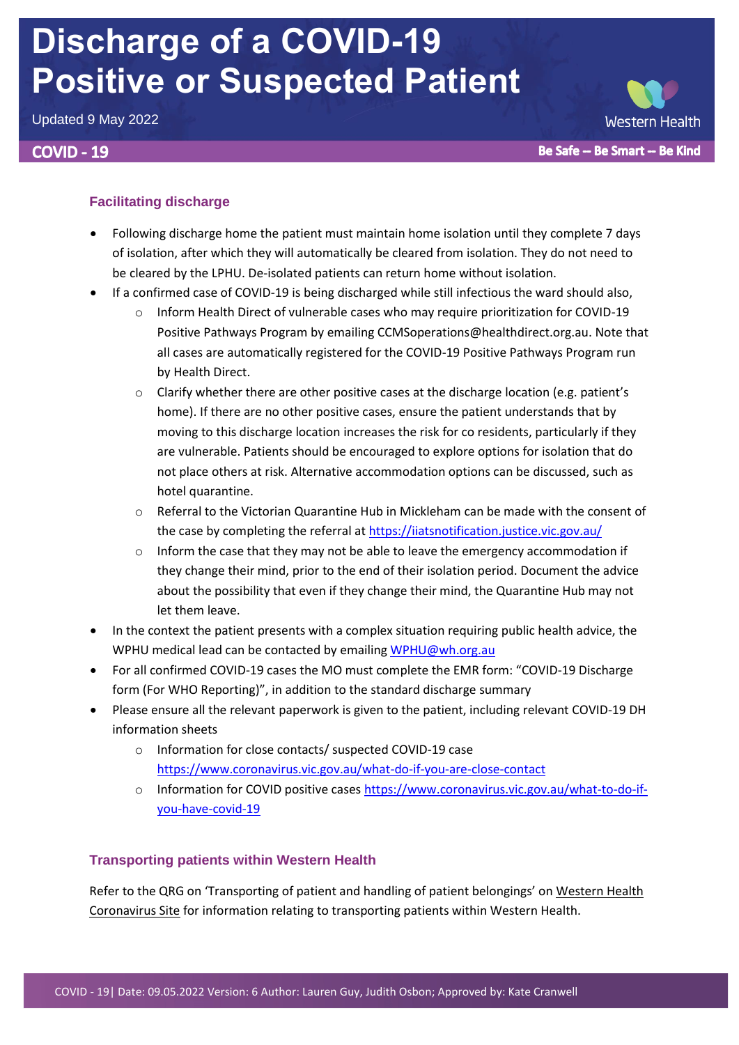# Discharge of a COVID-19 Positive or Suspected Patient

Updated 9 May 2022

COVID - 19

Be Safe -- Be Smart -- Be Kind

### Facilitating discharge

- Following discharge home the patient must maintain home isolation until they complete 7 days of isolation, after which they will automatically be cleared from isolation. They do not need to be cleared by the LPHU. De-isolated patients can return home without isolation.
- If a confirmed case of COVID-19 is being discharged while still infectious the ward should also,
    - Inform Health Direct of vulnerable cases who may require prioritization for COVID-19 Positive Pathways Program by emailing CCMSoperations@healthdirect.org.au. Note that all cases are automatically registered for the COVID-19 Positive Pathways Program run by Health Direct.
    - Clarify whether there are other positive cases at the discharge location (e.g. patient's home). If there are no other positive cases, ensure the patient understands that by moving to this discharge location increases the risk for co residents, particularly if they are vulnerable. Patients should be encouraged to explore options for isolation that do not place others at risk. Alternative accommodation options can be discussed, such as hotel quarantine.
    - Referral to the Victorian Quarantine Hub in Mickleham can be made with the consent of the case by completing the referral at https://iiatsnotification.justice.vic.gov.au/
    - Inform the case that they may not be able to leave the emergency accommodation if they change their mind, prior to the end of their isolation period. Document the advice about the possibility that even if they change their mind, the Quarantine Hub may not let them leave.
- In the context the patient presents with a complex situation requiring public health advice, the WPHU medical lead can be contacted by emailing WPHU@wh.org.au
- For all confirmed COVID-19 cases the MO must complete the EMR form: "COVID-19 Discharge form (For WHO Reporting)", in addition to the standard discharge summary
- Please ensure all the relevant paperwork is given to the patient, including relevant COVID-19 DH information sheets
    - Information for close contacts/ suspected COVID-19 case https://www.coronavirus.vic.gov.au/what-do-if-you-are-close-contact
    - Information for COVID positive cases https://www.coronavirus.vic.gov.au/what-to-do-if-you-have-covid-19

### Transporting patients within Western Health

Refer to the QRG on 'Transporting of patient and handling of patient belongings' on Western Health Coronavirus Site for information relating to transporting patients within Western Health.

COVID - 19| Date: 09.05.2022 Version: 6 Author: Lauren Guy, Judith Osbon; Approved by: Kate Cranwell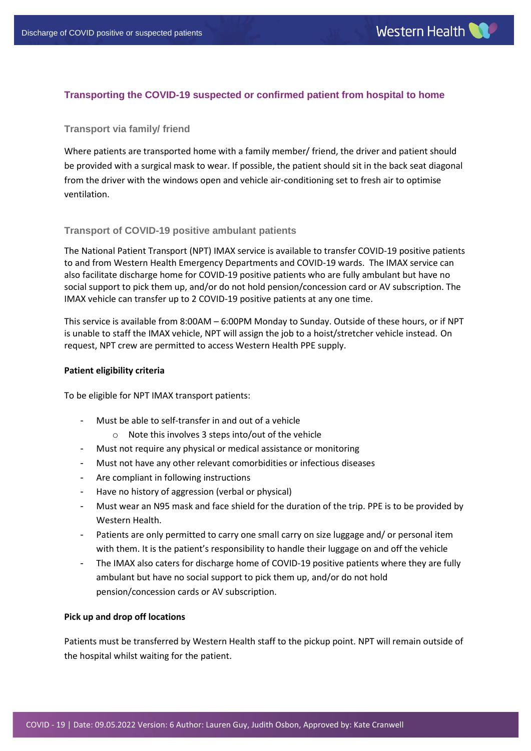## Transporting the COVID-19 suspected or confirmed patient from hospital to home

### Transport via family/ friend

Where patients are transported home with a family member/ friend, the driver and patient should be provided with a surgical mask to wear. If possible, the patient should sit in the back seat diagonal from the driver with the windows open and vehicle air-conditioning set to fresh air to optimise ventilation.

### Transport of COVID-19 positive ambulant patients

The National Patient Transport (NPT) IMAX service is available to transfer COVID-19 positive patients to and from Western Health Emergency Departments and COVID-19 wards. The IMAX service can also facilitate discharge home for COVID-19 positive patients who are fully ambulant but have no social support to pick them up, and/or do not hold pension/concession card or AV subscription. The IMAX vehicle can transfer up to 2 COVID-19 positive patients at any one time.

This service is available from 8:00AM – 6:00PM Monday to Sunday. Outside of these hours, or if NPT is unable to staff the IMAX vehicle, NPT will assign the job to a hoist/stretcher vehicle instead. On request, NPT crew are permitted to access Western Health PPE supply.

**Patient eligibility criteria**

To be eligible for NPT IMAX transport patients:

- Must be able to self-transfer in and out of a vehicle
  - Note this involves 3 steps into/out of the vehicle
- Must not require any physical or medical assistance or monitoring
- Must not have any other relevant comorbidities or infectious diseases
- Are compliant in following instructions
- Have no history of aggression (verbal or physical)
- Must wear an N95 mask and face shield for the duration of the trip. PPE is to be provided by Western Health.
- Patients are only permitted to carry one small carry on size luggage and/ or personal item with them. It is the patient's responsibility to handle their luggage on and off the vehicle
- The IMAX also caters for discharge home of COVID-19 positive patients where they are fully ambulant but have no social support to pick them up, and/or do not hold pension/concession cards or AV subscription.

**Pick up and drop off locations**

Patients must be transferred by Western Health staff to the pickup point. NPT will remain outside of the hospital whilst waiting for the patient.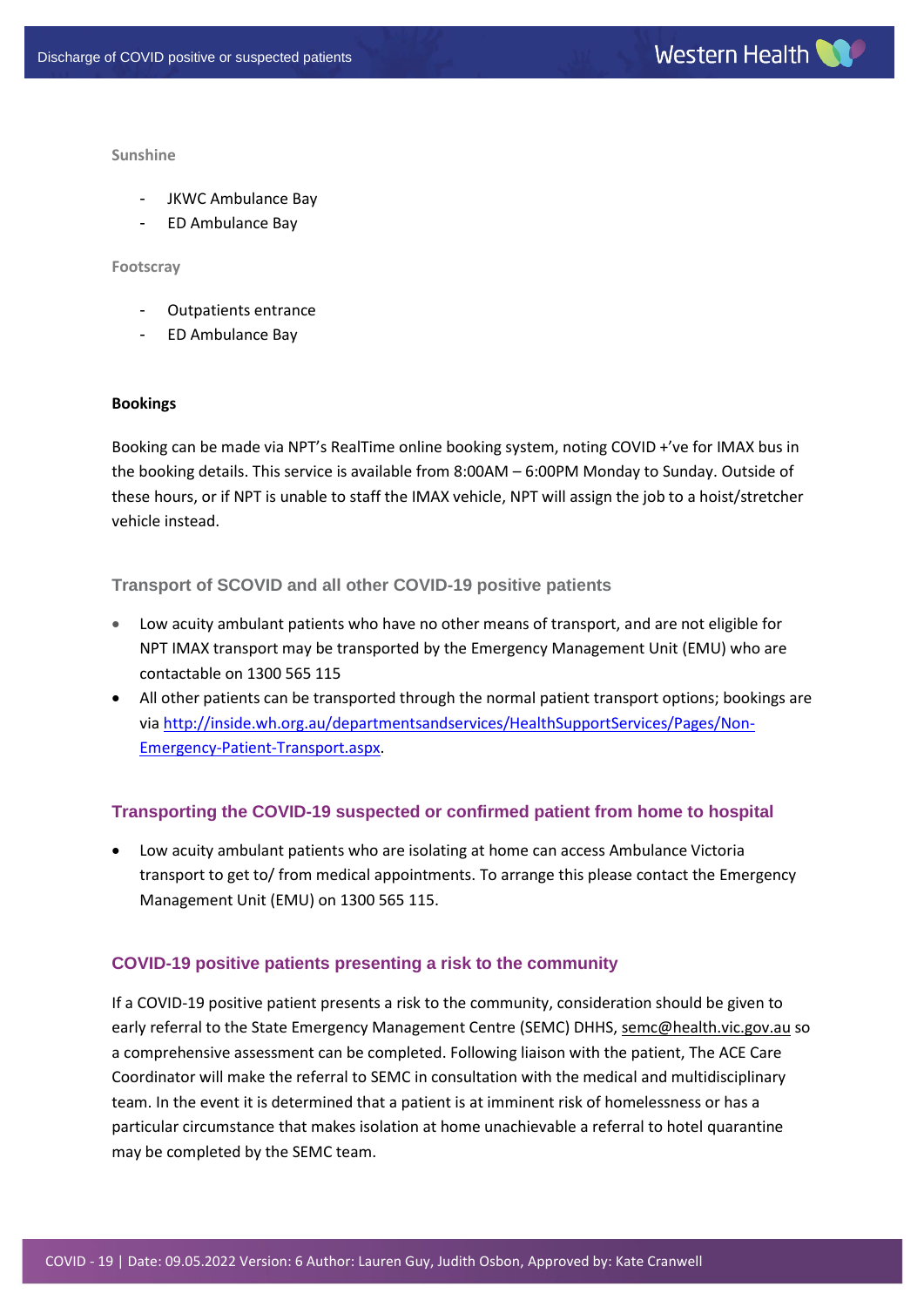**Sunshine**

- JKWC Ambulance Bay
- ED Ambulance Bay

**Footscray**

- Outpatients entrance
- ED Ambulance Bay

**Bookings**

Booking can be made via NPT's RealTime online booking system, noting COVID +'ve for IMAX bus in the booking details. This service is available from 8:00AM – 6:00PM Monday to Sunday. Outside of these hours, or if NPT is unable to staff the IMAX vehicle, NPT will assign the job to a hoist/stretcher vehicle instead.

### Transport of SCOVID and all other COVID-19 positive patients

- Low acuity ambulant patients who have no other means of transport, and are not eligible for NPT IMAX transport may be transported by the Emergency Management Unit (EMU) who are contactable on 1300 565 115
- All other patients can be transported through the normal patient transport options; bookings are via [http://inside.wh.org.au/departmentsandservices/HealthSupportServices/Pages/Non-Emergency-Patient-Transport.aspx](http://inside.wh.org.au/departmentsandservices/HealthSupportServices/Pages/Non-Emergency-Patient-Transport.aspx).

## Transporting the COVID-19 suspected or confirmed patient from home to hospital

- Low acuity ambulant patients who are isolating at home can access Ambulance Victoria transport to get to/ from medical appointments. To arrange this please contact the Emergency Management Unit (EMU) on 1300 565 115.

## COVID-19 positive patients presenting a risk to the community

If a COVID-19 positive patient presents a risk to the community, consideration should be given to early referral to the State Emergency Management Centre (SEMC) DHHS, semc@health.vic.gov.au so a comprehensive assessment can be completed. Following liaison with the patient, The ACE Care Coordinator will make the referral to SEMC in consultation with the medical and multidisciplinary team. In the event it is determined that a patient is at imminent risk of homelessness or has a particular circumstance that makes isolation at home unachievable a referral to hotel quarantine may be completed by the SEMC team.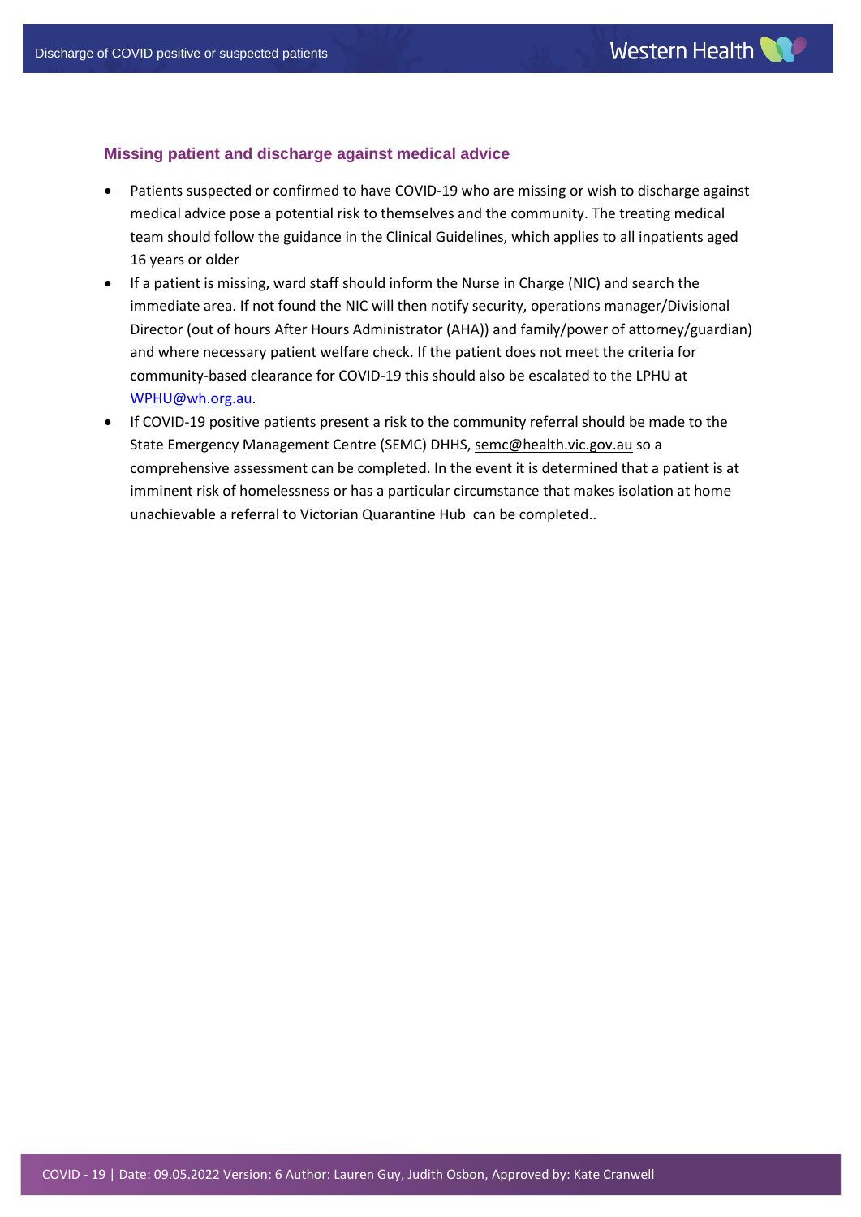## Missing patient and discharge against medical advice

- Patients suspected or confirmed to have COVID-19 who are missing or wish to discharge against medical advice pose a potential risk to themselves and the community. The treating medical team should follow the guidance in the Clinical Guidelines, which applies to all inpatients aged 16 years or older
- If a patient is missing, ward staff should inform the Nurse in Charge (NIC) and search the immediate area. If not found the NIC will then notify security, operations manager/Divisional Director (out of hours After Hours Administrator (AHA)) and family/power of attorney/guardian) and where necessary patient welfare check. If the patient does not meet the criteria for community-based clearance for COVID-19 this should also be escalated to the LPHU at WPHU@wh.org.au.
- If COVID-19 positive patients present a risk to the community referral should be made to the State Emergency Management Centre (SEMC) DHHS, semc@health.vic.gov.au so a comprehensive assessment can be completed. In the event it is determined that a patient is at imminent risk of homelessness or has a particular circumstance that makes isolation at home unachievable a referral to Victorian Quarantine Hub can be completed..